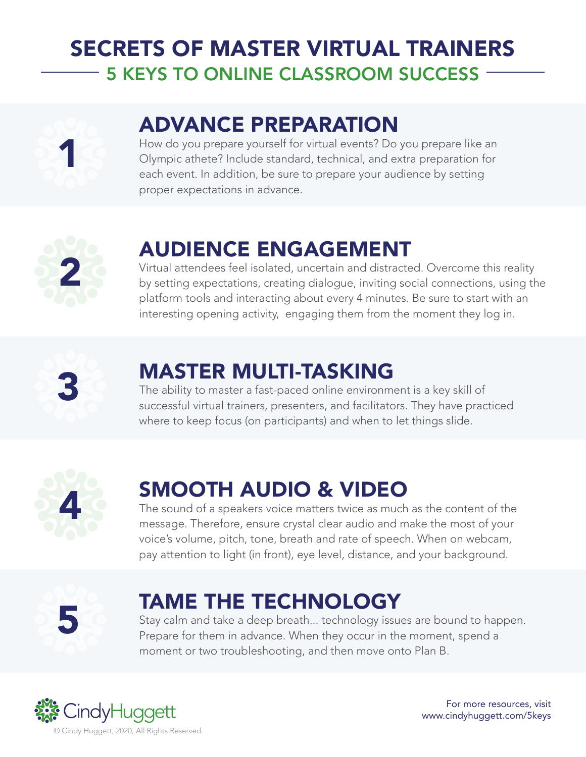# SECRETS OF MASTER VIRTUAL TRAINERS

## 5 KEYS TO ONLINE CLASSROOM SUCCESS

### 1 ADVANCE PREPARATION

How do you prepare yourself for virtual events? Do you prepare like an Olympic athete? Include standard, technical, and extra preparation for each event. In addition, be sure to prepare your audience by setting proper expectations in advance.

### 2 AUDIENCE ENGAGEMENT

Virtual attendees feel isolated, uncertain and distracted. Overcome this reality by setting expectations, creating dialogue, inviting social connections, using the platform tools and interacting about every 4 minutes. Be sure to start with an interesting opening activity, engaging them from the moment they log in.

### 3 MASTER MULTI-TASKING

The ability to master a fast-paced online environment is a key skill of successful virtual trainers, presenters, and facilitators. They have practiced where to keep focus (on participants) and when to let things slide.

### 4 SMOOTH AUDIO & VIDEO

The sound of a speakers voice matters twice as much as the content of the message. Therefore, ensure crystal clear audio and make the most of your voice's volume, pitch, tone, breath and rate of speech. When on webcam, pay attention to light (in front), eye level, distance, and your background.

### 5 TAME THE TECHNOLOGY

Stay calm and take a deep breath... technology issues are bound to happen. Prepare for them in advance. When they occur in the moment, spend a moment or two troubleshooting, and then move onto Plan B.

CindyHuggett

© Cindy Huggett, 2020, All Rights Reserved.

For more resources, visit www.cindyhuggett.com/5keys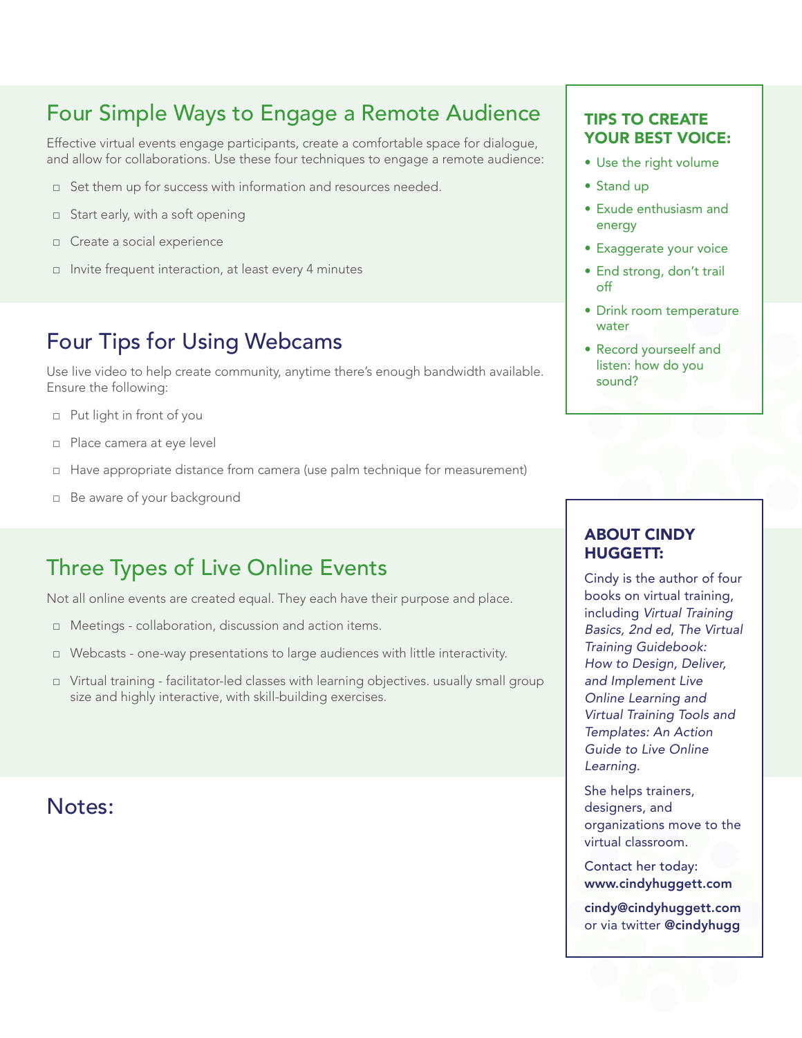## Four Simple Ways to Engage a Remote Audience

Effective virtual events engage participants, create a comfortable space for dialogue, and allow for collaborations. Use these four techniques to engage a remote audience:

- Set them up for success with information and resources needed.
- Start early, with a soft opening
- Create a social experience
- Invite frequent interaction, at least every 4 minutes

## Four Tips for Using Webcams

Use live video to help create community, anytime there's enough bandwidth available. Ensure the following:

- Put light in front of you
- Place camera at eye level
- Have appropriate distance from camera (use palm technique for measurement)
- Be aware of your background

## Three Types of Live Online Events

Not all online events are created equal. They each have their purpose and place.

- Meetings - collaboration, discussion and action items.
- Webcasts - one-way presentations to large audiences with little interactivity.
- Virtual training - facilitator-led classes with learning objectives. usually small group size and highly interactive, with skill-building exercises.

## Notes:

### TIPS TO CREATE YOUR BEST VOICE:

- Use the right volume
- Stand up
- Exude enthusiasm and energy
- Exaggerate your voice
- End strong, don't trail off
- Drink room temperature water
- Record yourseelf and listen: how do you sound?

### ABOUT CINDY HUGGETT:

Cindy is the author of four books on virtual training, including *Virtual Training Basics, 2nd ed, The Virtual Training Guidebook: How to Design, Deliver, and Implement Live Online Learning and Virtual Training Tools and Templates: An Action Guide to Live Online Learning.*

She helps trainers, designers, and organizations move to the virtual classroom.

Contact her today:
**www.cindyhuggett.com**

**cindy@cindyhuggett.com**
or via twitter **@cindyhugg**